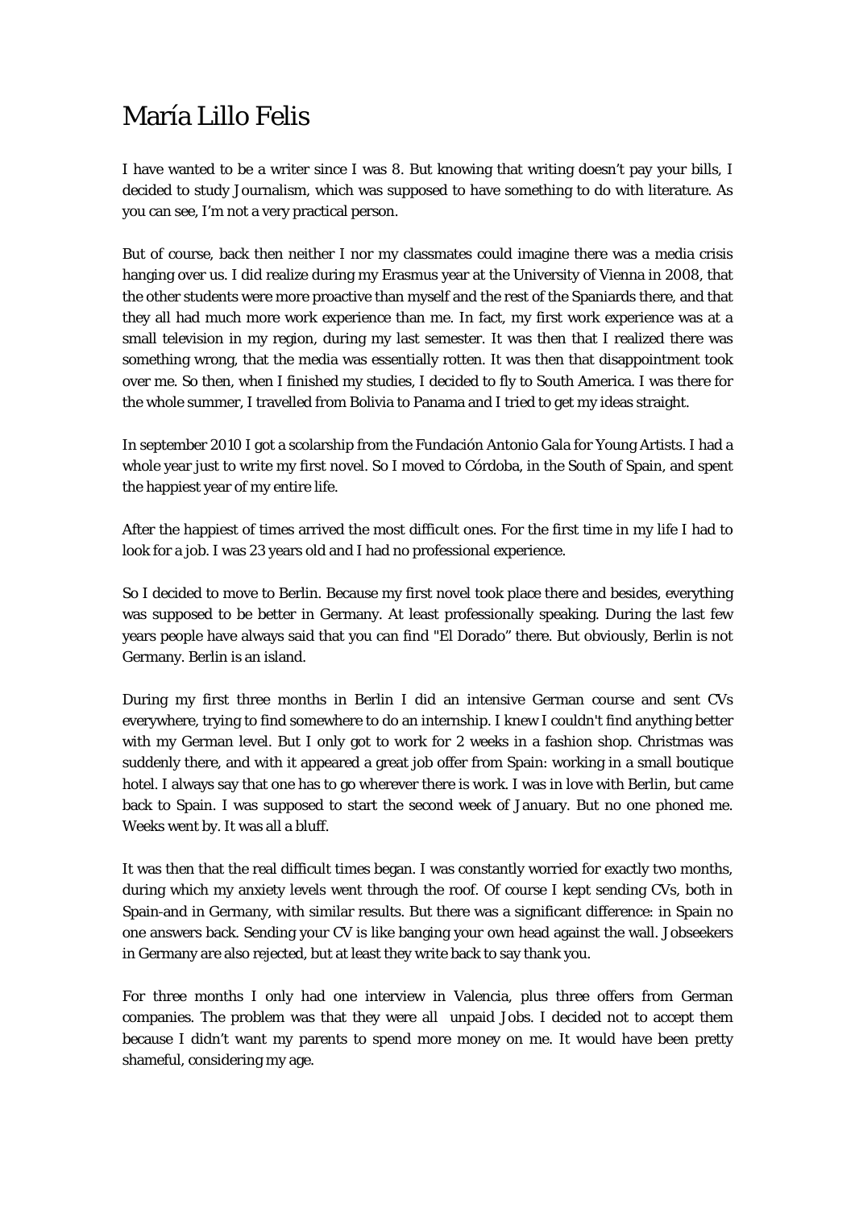# María Lillo Felis

I have wanted to be a writer since I was 8. But knowing that writing doesn't pay your bills, I decided to study Journalism, which was supposed to have something to do with literature. As you can see, I'm not a very practical person.

But of course, back then neither I nor my classmates could imagine there was a media crisis hanging over us. I did realize during my Erasmus year at the University of Vienna in 2008, that the other students were more proactive than myself and the rest of the Spaniards there, and that they all had much more work experience than me. In fact, my first work experience was at a small television in my region, during my last semester. It was then that I realized there was something wrong, that the media was essentially rotten. It was then that disappointment took over me. So then, when I finished my studies, I decided to fly to South America. I was there for the whole summer, I travelled from Bolivia to Panama and I tried to get my ideas straight.

In september 2010 I got a scolarship from the Fundación Antonio Gala for Young Artists. I had a whole year just to write my first novel. So I moved to Córdoba, in the South of Spain, and spent the happiest year of my entire life.

After the happiest of times arrived the most difficult ones. For the first time in my life I had to look for a job. I was 23 years old and I had no professional experience.

So I decided to move to Berlin. Because my first novel took place there and besides, everything was supposed to be better in Germany. At least professionally speaking. During the last few years people have always said that you can find "El Dorado" there. But obviously, Berlin is not Germany. Berlin is an island.

During my first three months in Berlin I did an intensive German course and sent CVs everywhere, trying to find somewhere to do an internship. I knew I couldn't find anything better with my German level. But I only got to work for 2 weeks in a fashion shop. Christmas was suddenly there, and with it appeared a great job offer from Spain: working in a small boutique hotel. I always say that one has to go wherever there is work. I was in love with Berlin, but came back to Spain. I was supposed to start the second week of January. But no one phoned me. Weeks went by. It was all a bluff.

It was then that the real difficult times began. I was constantly worried for exactly two months, during which my anxiety levels went through the roof. Of course I kept sending CVs, both in Spain and in Germany, with similar results. But there was a significant difference: in Spain no one answers back. Sending your CV is like banging your own head against the wall. Jobseekers in Germany are also rejected, but at least they write back to say thank you.

For three months I only had one interview in Valencia, plus three offers from German companies. The problem was that they were all unpaid Jobs. I decided not to accept them because I didn't want my parents to spend more money on me. It would have been pretty shameful, considering my age.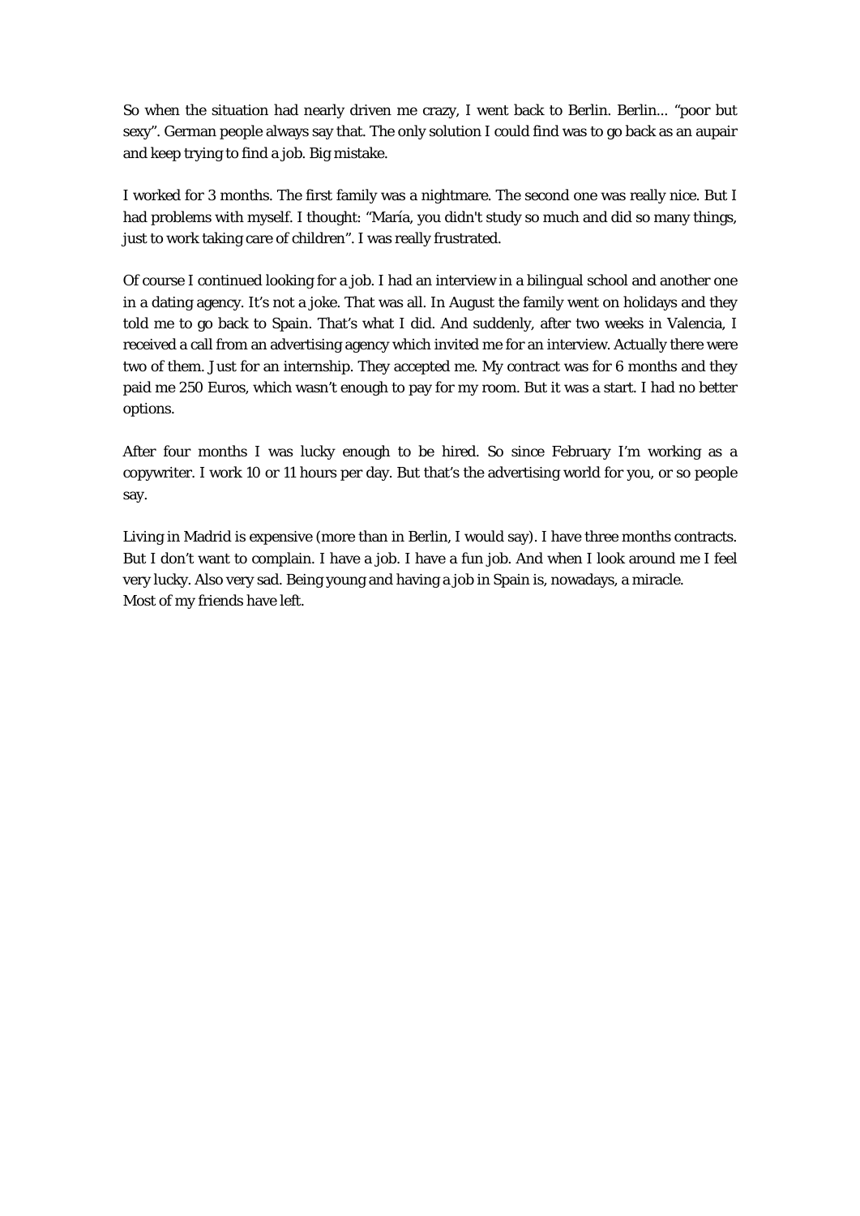So when the situation had nearly driven me crazy, I went back to Berlin. Berlin... "poor but sexy". German people always say that. The only solution I could find was to go back as an aupair and keep trying to find a job. Big mistake.

I worked for 3 months. The first family was a nightmare. The second one was really nice. But I had problems with myself. I thought: "María, you didn't study so much and did so many things, just to work taking care of children". I was really frustrated.

Of course I continued looking for a job. I had an interview in a bilingual school and another one in a dating agency. It's not a joke. That was all. In August the family went on holidays and they told me to go back to Spain. That's what I did. And suddenly, after two weeks in Valencia, I received a call from an advertising agency which invited me for an interview. Actually there were two of them. Just for an internship. They accepted me. My contract was for 6 months and they paid me 250 Euros, which wasn't enough to pay for my room. But it was a start. I had no better options.

After four months I was lucky enough to be hired. So since February I'm working as a copywriter. I work 10 or 11 hours per day. But that's the advertising world for you, or so people say.

Living in Madrid is expensive (more than in Berlin, I would say). I have three months contracts. But I don't want to complain. I have a job. I have a fun job. And when I look around me I feel very lucky. Also very sad. Being young and having a job in Spain is, nowadays, a miracle.
Most of my friends have left.